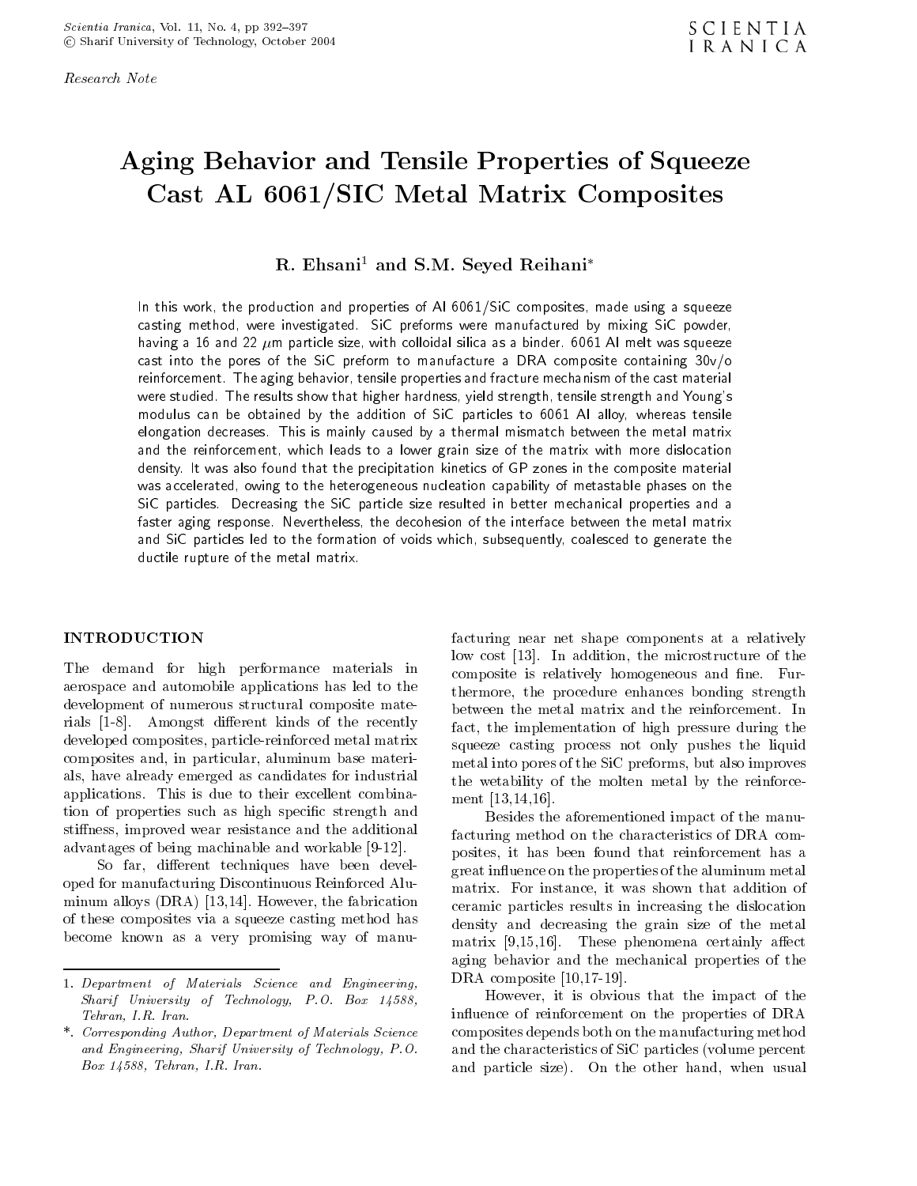*Research Note*

# Aging Behavior and Tensile Properties of Squeeze Cast AL 6061/SIC Metal Matrix Composites

**R. Ehsani[1] and S.M. Seyed Reihani***

In this work, the production and properties of Al 6061/SiC composites, made using a squeeze casting method, were investigated. SiC preforms were manufactured by mixing SiC powder, having a 16 and 22 $\mu$m particle size, with colloidal silica as a binder. 6061 Al melt was squeeze cast into the pores of the SiC preform to manufacture a DRA composite containing 30v/o reinforcement. The aging behavior, tensile properties and fracture mechanism of the cast material were studied. The results show that higher hardness, yield strength, tensile strength and Young's modulus can be obtained by the addition of SiC particles to 6061 Al alloy, whereas tensile elongation decreases. This is mainly caused by a thermal mismatch between the metal matrix and the reinforcement, which leads to a lower grain size of the matrix with more dislocation density. It was also found that the precipitation kinetics of GP zones in the composite material was accelerated, owing to the heterogeneous nucleation capability of metastable phases on the SiC particles. Decreasing the SiC particle size resulted in better mechanical properties and a faster aging response. Nevertheless, the decohesion of the interface between the metal matrix and SiC particles led to the formation of voids which, subsequently, coalesced to generate the ductile rupture of the metal matrix.

## INTRODUCTION

The demand for high performance materials in aerospace and automobile applications has led to the development of numerous structural composite materials [1-8]. Amongst different kinds of the recently developed composites, particle-reinforced metal matrix composites and, in particular, aluminum base materials, have already emerged as candidates for industrial applications. This is due to their excellent combination of properties such as high specific strength and stiffness, improved wear resistance and the additional advantages of being machinable and workable [9-12].

So far, different techniques have been developed for manufacturing Discontinuous Reinforced Aluminum alloys (DRA) [13,14]. However, the fabrication of these composites via a squeeze casting method has become known as a very promising way of manufacturing near net shape components at a relatively low cost [13]. In addition, the microstructure of the composite is relatively homogeneous and fine. Furthermore, the procedure enhances bonding strength between the metal matrix and the reinforcement. In fact, the implementation of high pressure during the squeeze casting process not only pushes the liquid metal into pores of the SiC preforms, but also improves the wetability of the molten metal by the reinforcement [13,14,16].

Besides the aforementioned impact of the manufacturing method on the characteristics of DRA composites, it has been found that reinforcement has a great influence on the properties of the aluminum metal matrix. For instance, it was shown that addition of ceramic particles results in increasing the dislocation density and decreasing the grain size of the metal matrix [9,15,16]. These phenomena certainly affect aging behavior and the mechanical properties of the DRA composite [10,17-19].

However, it is obvious that the impact of the influence of reinforcement on the properties of DRA composites depends both on the manufacturing method and the characteristics of SiC particles (volume percent and particle size). On the other hand, when usual

1. *Department of Materials Science and Engineering, Sharif University of Technology, P.O. Box 14588, Tehran, I.R. Iran.*

\*. *Corresponding Author, Department of Materials Science and Engineering, Sharif University of Technology, P.O. Box 14588, Tehran, I.R. Iran.*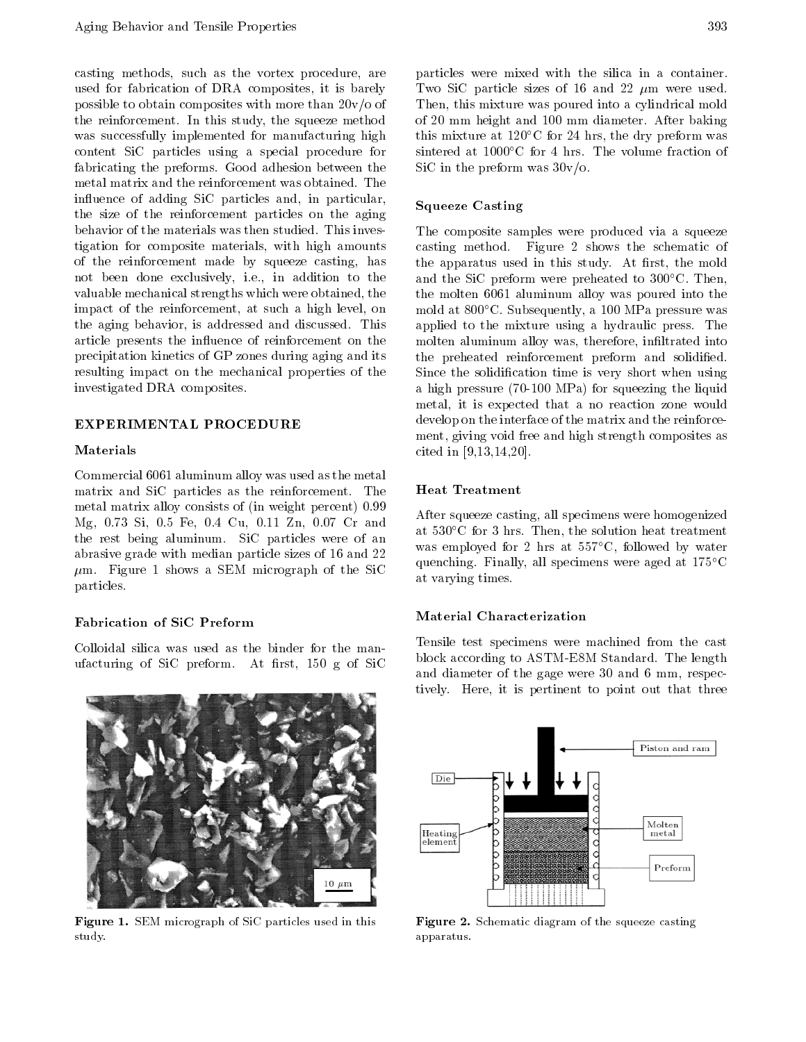casting methods, such as the vortex procedure, are used for fabrication of DRA composites, it is barely possible to obtain composites with more than 20v/o of the reinforcement. In this study, the squeeze method was successfully implemented for manufacturing high content SiC particles using a special procedure for fabricating the preforms. Good adhesion between the metal matrix and the reinforcement was obtained. The influence of adding SiC particles and, in particular, the size of the reinforcement particles on the aging behavior of the materials was then studied. This investigation for composite materials, with high amounts of the reinforcement made by squeeze casting, has not been done exclusively, i.e., in addition to the valuable mechanical strengths which were obtained, the impact of the reinforcement, at such a high level, on the aging behavior, is addressed and discussed. This article presents the influence of reinforcement on the precipitation kinetics of GP zones during aging and its resulting impact on the mechanical properties of the investigated DRA composites.

## EXPERIMENTAL PROCEDURE

### Materials

Commercial 6061 aluminum alloy was used as the metal matrix and SiC particles as the reinforcement. The metal matrix alloy consists of (in weight percent) 0.99 Mg, 0.73 Si, 0.5 Fe, 0.4 Cu, 0.11 Zn, 0.07 Cr and the rest being aluminum. SiC particles were of an abrasive grade with median particle sizes of 16 and 22 $\mu$m. Figure 1 shows a SEM micrograph of the SiC particles.

Figure 1. SEM micrograph of SiC particles used in this study.

### Fabrication of SiC Preform

Colloidal silica was used as the binder for the manufacturing of SiC preform. At first, 150 g of SiC particles were mixed with the silica in a container. Two SiC particle sizes of 16 and 22 $\mu$m were used. Then, this mixture was poured into a cylindrical mold of 20 mm height and 100 mm diameter. After baking this mixture at 120°C for 24 hrs, the dry preform was sintered at 1000°C for 4 hrs. The volume fraction of SiC in the preform was 30v/o.

### Squeeze Casting

The composite samples were produced via a squeeze casting method. Figure 2 shows the schematic of the apparatus used in this study. At first, the mold and the SiC preform were preheated to 300°C. Then, the molten 6061 aluminum alloy was poured into the mold at 800°C. Subsequently, a 100 MPa pressure was applied to the mixture using a hydraulic press. The molten aluminum alloy was, therefore, infiltrated into the preheated reinforcement preform and solidified. Since the solidification time is very short when using a high pressure (70-100 MPa) for squeezing the liquid metal, it is expected that a no reaction zone would develop on the interface of the matrix and the reinforcement, giving void free and high strength composites as cited in [9,13,14,20].

### Heat Treatment

After squeeze casting, all specimens were homogenized at 530°C for 3 hrs. Then, the solution heat treatment was employed for 2 hrs at 557°C, followed by water quenching. Finally, all specimens were aged at 175°C at varying times.

### Material Characterization

Tensile test specimens were machined from the cast block according to ASTM-E8M Standard. The length and diameter of the gage were 30 and 6 mm, respectively. Here, it is pertinent to point out that three

Figure 2. Schematic diagram of the squeeze casting apparatus.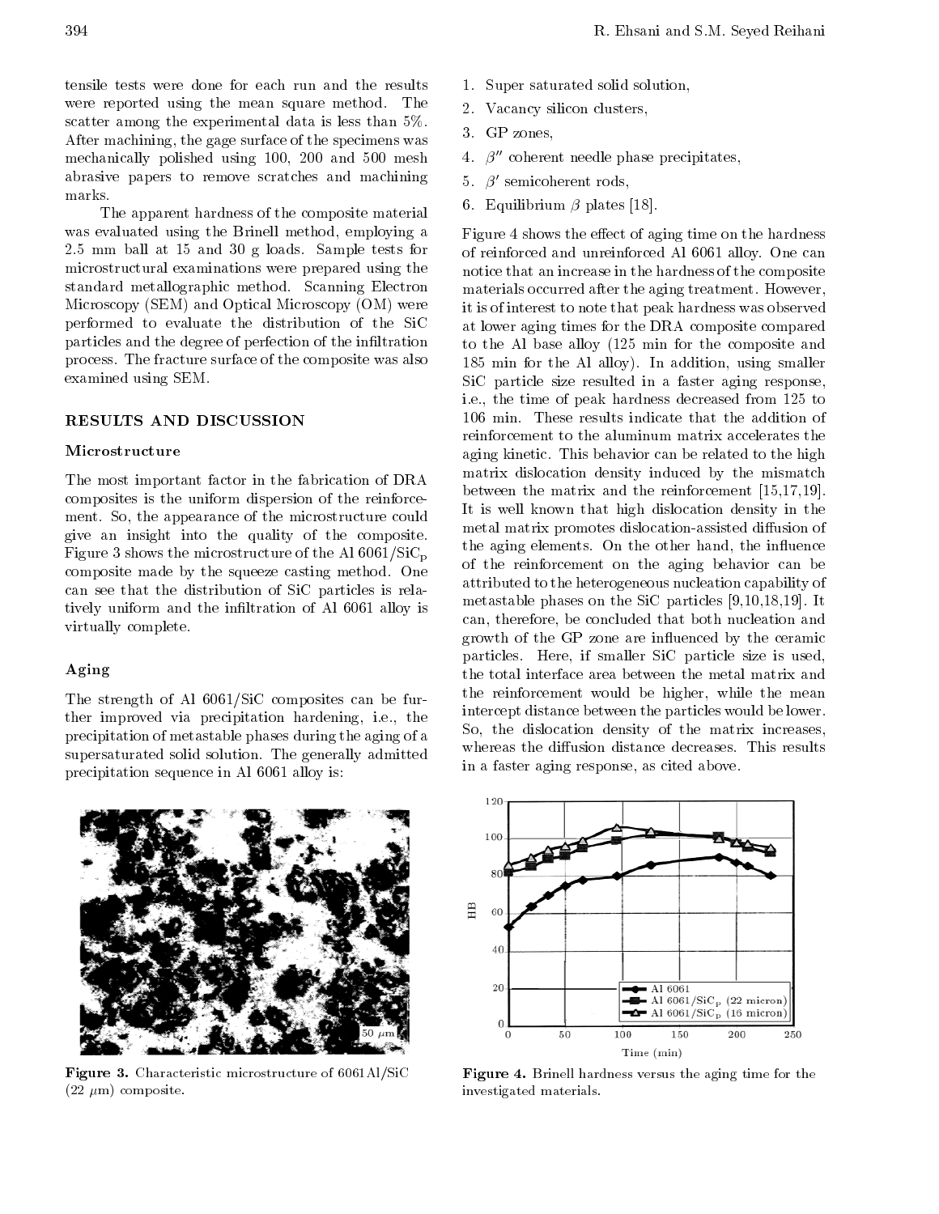tensile tests were done for each run and the results were reported using the mean square method. The scatter among the experimental data is less than 5%. After machining, the gage surface of the specimens was mechanically polished using 100, 200 and 500 mesh abrasive papers to remove scratches and machining marks.

The apparent hardness of the composite material was evaluated using the Brinell method, employing a 2.5 mm ball at 15 and 30 g loads. Sample tests for microstructural examinations were prepared using the standard metallographic method. Scanning Electron Microscopy (SEM) and Optical Microscopy (OM) were performed to evaluate the distribution of the SiC particles and the degree of perfection of the infiltration process. The fracture surface of the composite was also examined using SEM.

## RESULTS AND DISCUSSION

### Microstructure

The most important factor in the fabrication of DRA composites is the uniform dispersion of the reinforcement. So, the appearance of the microstructure could give an insight into the quality of the composite. Figure 3 shows the microstructure of the Al 6061/$SiC_p$ composite made by the squeeze casting method. One can see that the distribution of SiC particles is relatively uniform and the infiltration of Al 6061 alloy is virtually complete.

**Figure 3.** Characteristic microstructure of 6061Al/SiC (22 $\mu$m) composite.

### Aging

The strength of Al 6061/SiC composites can be further improved via precipitation hardening, i.e., the precipitation of metastable phases during the aging of a supersaturated solid solution. The generally admitted precipitation sequence in Al 6061 alloy is:

1. Super saturated solid solution,
2. Vacancy silicon clusters,
3. GP zones,
4. $\beta''$ coherent needle phase precipitates,
5. $\beta'$ semicoherent rods,
6. Equilibrium $\beta$ plates [18].

Figure 4 shows the effect of aging time on the hardness of reinforced and unreinforced Al 6061 alloy. One can notice that an increase in the hardness of the composite materials occurred after the aging treatment. However, it is of interest to note that peak hardness was observed at lower aging times for the DRA composite compared to the Al base alloy (125 min for the composite and 185 min for the Al alloy). In addition, using smaller SiC particle size resulted in a faster aging response, i.e., the time of peak hardness decreased from 125 to 106 min. These results indicate that the addition of reinforcement to the aluminum matrix accelerates the aging kinetic. This behavior can be related to the high matrix dislocation density induced by the mismatch between the matrix and the reinforcement [15,17,19]. It is well known that high dislocation density in the metal matrix promotes dislocation-assisted diffusion of the aging elements. On the other hand, the influence of the reinforcement on the aging behavior can be attributed to the heterogeneous nucleation capability of metastable phases on the SiC particles [9,10,18,19]. It can, therefore, be concluded that both nucleation and growth of the GP zone are influenced by the ceramic particles. Here, if smaller SiC particle size is used, the total interface area between the metal matrix and the reinforcement would be higher, while the mean intercept distance between the particles would be lower. So, the dislocation density of the matrix increases, whereas the diffusion distance decreases. This results in a faster aging response, as cited above.

**Figure 4.** Brinell hardness versus the aging time for the investigated materials.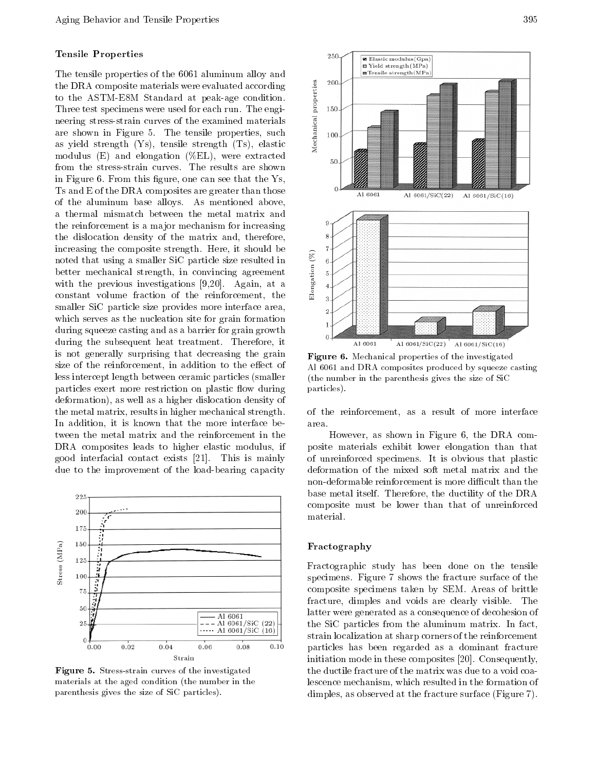### Tensile Properties

The tensile properties of the 6061 aluminum alloy and the DRA composite materials were evaluated according to the ASTM-E8M Standard at peak-age condition. Three test specimens were used for each run. The engineering stress-strain curves of the examined materials are shown in Figure 5. The tensile properties, such as yield strength (Ys), tensile strength (Ts), elastic modulus (E) and elongation (%EL), were extracted from the stress-strain curves. The results are shown in Figure 6. From this figure, one can see that the Ys, Ts and E of the DRA composites are greater than those of the aluminum base alloys. As mentioned above, a thermal mismatch between the metal matrix and the reinforcement is a major mechanism for increasing the dislocation density of the matrix and, therefore, increasing the composite strength. Here, it should be noted that using a smaller SiC particle size resulted in better mechanical strength, in convincing agreement with the previous investigations [9,20]. Again, at a constant volume fraction of the reinforcement, the smaller SiC particle size provides more interface area, which serves as the nucleation site for grain formation during squeeze casting and as a barrier for grain growth during the subsequent heat treatment. Therefore, it is not generally surprising that decreasing the grain size of the reinforcement, in addition to the effect of less intercept length between ceramic particles (smaller particles exert more restriction on plastic flow during deformation), as well as a higher dislocation density of the metal matrix, results in higher mechanical strength. In addition, it is known that the more interface between the metal matrix and the reinforcement in the DRA composites leads to higher elastic modulus, if good interfacial contact exists [21]. This is mainly due to the improvement of the load-bearing capacity of the reinforcement, as a result of more interface area.

Figure 5. Stress-strain curves of the investigated materials at the aged condition (the number in the parenthesis gives the size of SiC particles).

Figure 6. Mechanical properties of the investigated Al 6061 and DRA composites produced by squeeze casting (the number in the parenthesis gives the size of SiC particles).

However, as shown in Figure 6, the DRA composite materials exhibit lower elongation than that of unreinforced specimens. It is obvious that plastic deformation of the mixed soft metal matrix and the non-deformable reinforcement is more difficult than the base metal itself. Therefore, the ductility of the DRA composite must be lower than that of unreinforced material.

### Fractography

Fractographic study has been done on the tensile specimens. Figure 7 shows the fracture surface of the composite specimens taken by SEM. Areas of brittle fracture, dimples and voids are clearly visible. The latter were generated as a consequence of decohesion of the SiC particles from the aluminum matrix. In fact, strain localization at sharp corners of the reinforcement particles has been regarded as a dominant fracture initiation mode in these composites [20]. Consequently, the ductile fracture of the matrix was due to a void coalescence mechanism, which resulted in the formation of dimples, as observed at the fracture surface (Figure 7).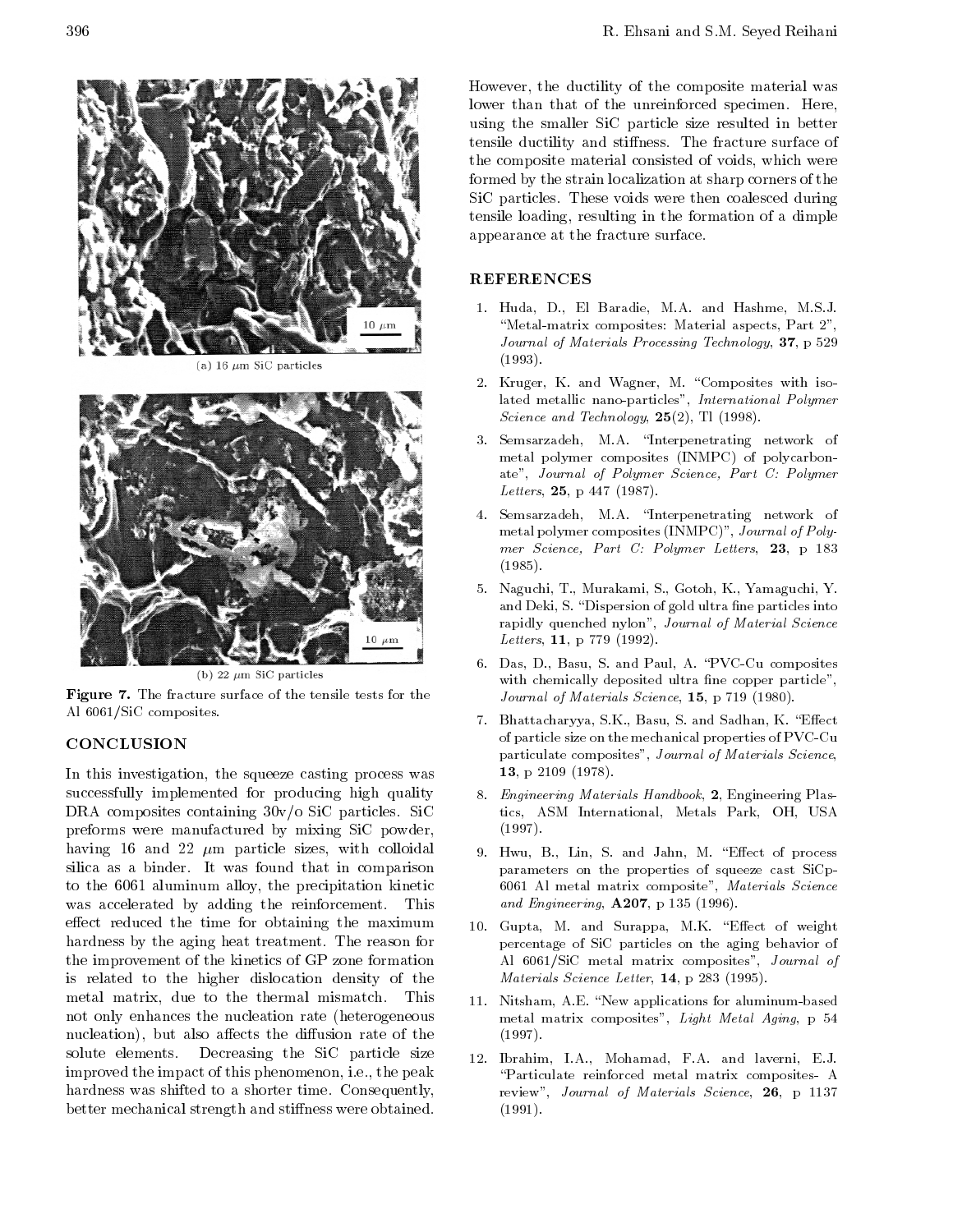(a) 16 μm SiC particles

(b) 22 μm SiC particles

**Figure 7.** The fracture surface of the tensile tests for the Al 6061/SiC composites.

## CONCLUSION

In this investigation, the squeeze casting process was successfully implemented for producing high quality DRA composites containing 30v/o SiC particles. SiC preforms were manufactured by mixing SiC powder, having 16 and 22 μm particle sizes, with colloidal silica as a binder. It was found that in comparison to the 6061 aluminum alloy, the precipitation kinetic was accelerated by adding the reinforcement. This effect reduced the time for obtaining the maximum hardness by the aging heat treatment. The reason for the improvement of the kinetics of GP zone formation is related to the higher dislocation density of the metal matrix, due to the thermal mismatch. This not only enhances the nucleation rate (heterogeneous nucleation), but also affects the diffusion rate of the solute elements. Decreasing the SiC particle size improved the impact of this phenomenon, i.e., the peak hardness was shifted to a shorter time. Consequently, better mechanical strength and stiffness were obtained. However, the ductility of the composite material was lower than that of the unreinforced specimen. Here, using the smaller SiC particle size resulted in better tensile ductility and stiffness. The fracture surface of the composite material consisted of voids, which were formed by the strain localization at sharp corners of the SiC particles. These voids were then coalesced during tensile loading, resulting in the formation of a dimple appearance at the fracture surface.

## REFERENCES

1. Huda, D., El Baradie, M.A. and Hashme, M.S.J. "Metal-matrix composites: Material aspects, Part 2", *Journal of Materials Processing Technology*, **37**, p 529 (1993).
2. Kruger, K. and Wagner, M. "Composites with isolated metallic nano-particles", *International Polymer Science and Technology*, **25**(2), Tl (1998).
3. Semsarzadeh, M.A. "Interpenetrating network of metal polymer composites (INMPC) of polycarbonate", *Journal of Polymer Science, Part C: Polymer Letters*, **25**, p 447 (1987).
4. Semsarzadeh, M.A. "Interpenetrating network of metal polymer composites (INMPC)", *Journal of Polymer Science, Part C: Polymer Letters*, **23**, p 183 (1985).
5. Naguchi, T., Murakami, S., Gotoh, K., Yamaguchi, Y. and Deki, S. "Dispersion of gold ultra fine particles into rapidly quenched nylon", *Journal of Material Science Letters*, **11**, p 779 (1992).
6. Das, D., Basu, S. and Paul, A. "PVC-Cu composites with chemically deposited ultra fine copper particle", *Journal of Materials Science*, **15**, p 719 (1980).
7. Bhattacharyya, S.K., Basu, S. and Sadhan, K. "Effect of particle size on the mechanical properties of PVC-Cu particulate composites", *Journal of Materials Science*, **13**, p 2109 (1978).
8. *Engineering Materials Handbook*, **2**, Engineering Plastics, ASM International, Metals Park, OH, USA (1997).
9. Hwu, B., Lin, S. and Jahn, M. "Effect of process parameters on the properties of squeeze cast SiCp-6061 Al metal matrix composite", *Materials Science and Engineering*, **A207**, p 135 (1996).
10. Gupta, M. and Surappa, M.K. "Effect of weight percentage of SiC particles on the aging behavior of Al 6061/SiC metal matrix composites", *Journal of Materials Science Letter*, **14**, p 283 (1995).
11. Nitsham, A.E. "New applications for aluminum-based metal matrix composites", *Light Metal Aging*, p 54 (1997).
12. Ibrahim, I.A., Mohamad, F.A. and laverni, E.J. "Particulate reinforced metal matrix composites- A review", *Journal of Materials Science*, **26**, p 1137 (1991).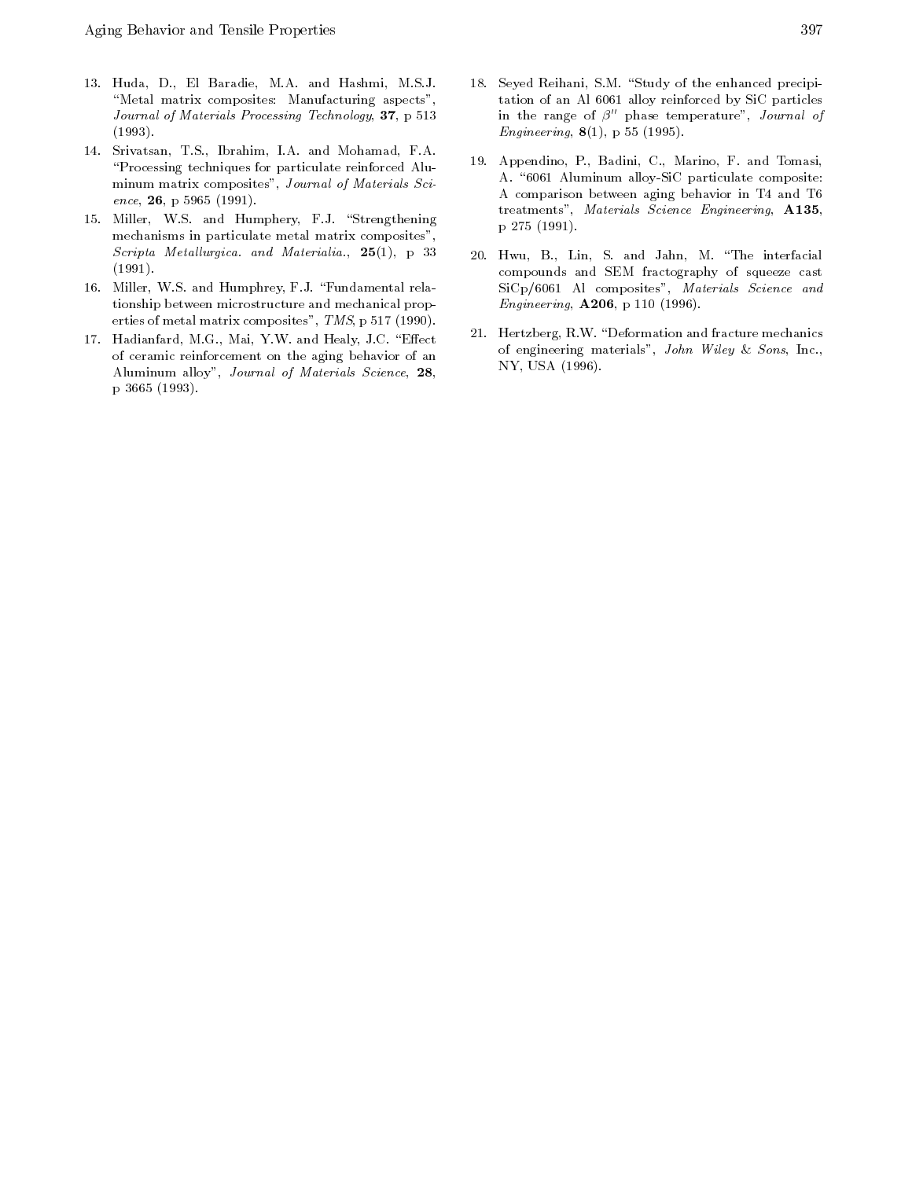13. Huda, D., El Baradie, M.A. and Hashmi, M.S.J. "Metal matrix composites: Manufacturing aspects", *Journal of Materials Processing Technology*, **37**, p 513 (1993).
14. Srivatsan, T.S., Ibrahim, I.A. and Mohamad, F.A. "Processing techniques for particulate reinforced Aluminum matrix composites", *Journal of Materials Science*, **26**, p 5965 (1991).
15. Miller, W.S. and Humphery, F.J. "Strengthening mechanisms in particulate metal matrix composites", *Scripta Metallurgica. and Materialia.*, **25**(1), p 33 (1991).
16. Miller, W.S. and Humphrey, F.J. "Fundamental relationship between microstructure and mechanical properties of metal matrix composites", *TMS*, p 517 (1990).
17. Hadianfard, M.G., Mai, Y.W. and Healy, J.C. "Effect of ceramic reinforcement on the aging behavior of an Aluminum alloy", *Journal of Materials Science*, **28**, p 3665 (1993).
18. Seyed Reihani, S.M. "Study of the enhanced precipitation of an Al 6061 alloy reinforced by SiC particles in the range of $\beta''$ phase temperature", *Journal of Engineering*, **8**(1), p 55 (1995).
19. Appendino, P., Badini, C., Marino, F. and Tomasi, A. "6061 Aluminum alloy-SiC particulate composite: A comparison between aging behavior in T4 and T6 treatments", *Materials Science Engineering*, **A135**, p 275 (1991).
20. Hwu, B., Lin, S. and Jahn, M. "The interfacial compounds and SEM fractography of squeeze cast SiCp/6061 Al composites", *Materials Science and Engineering*, **A206**, p 110 (1996).
21. Hertzberg, R.W. "Deformation and fracture mechanics of engineering materials", *John Wiley & Sons*, Inc., NY, USA (1996).